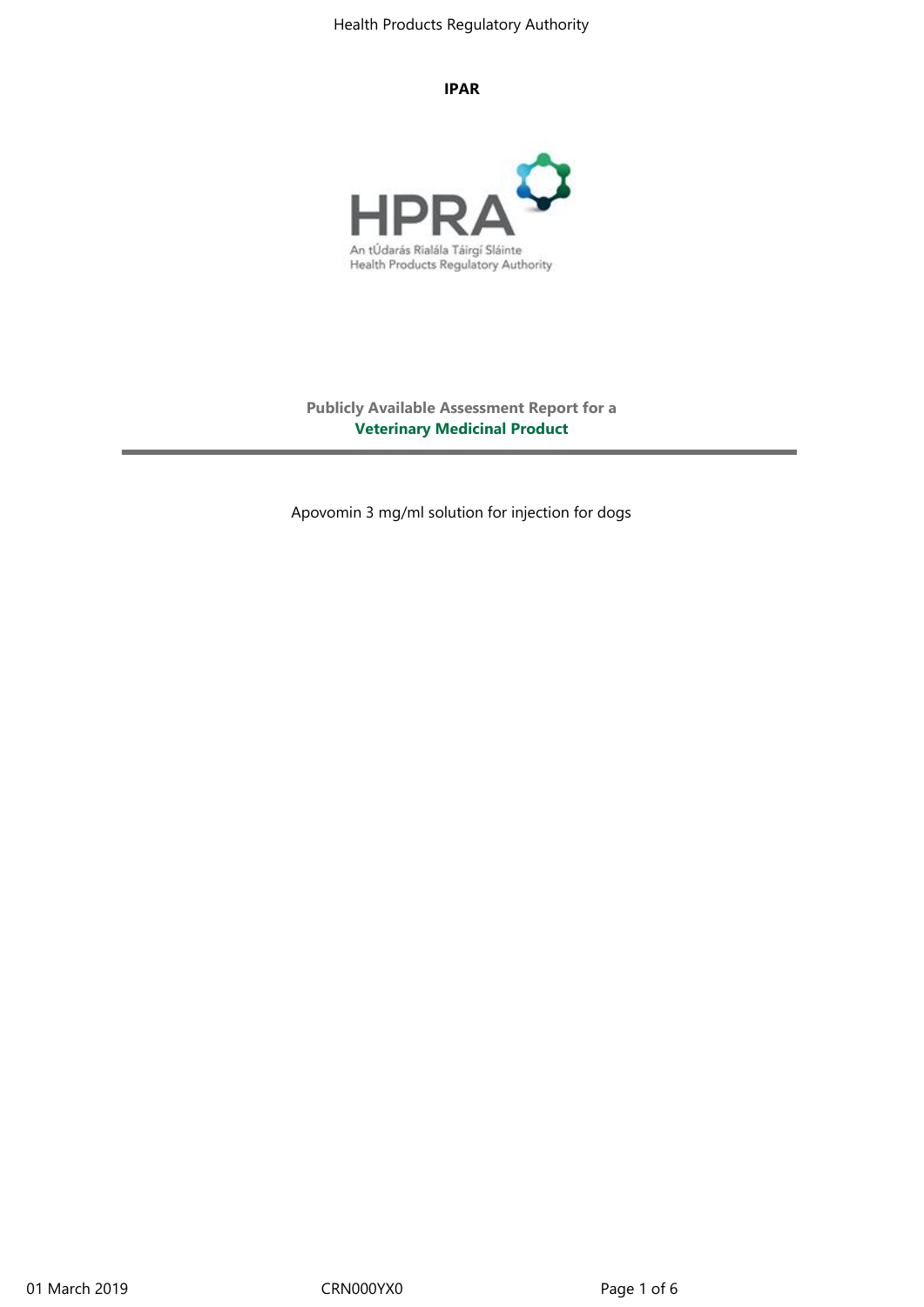**IPAR**

Publicly Available Assessment Report for a
**Veterinary Medicinal Product**

Apovomin 3 mg/ml solution for injection for dogs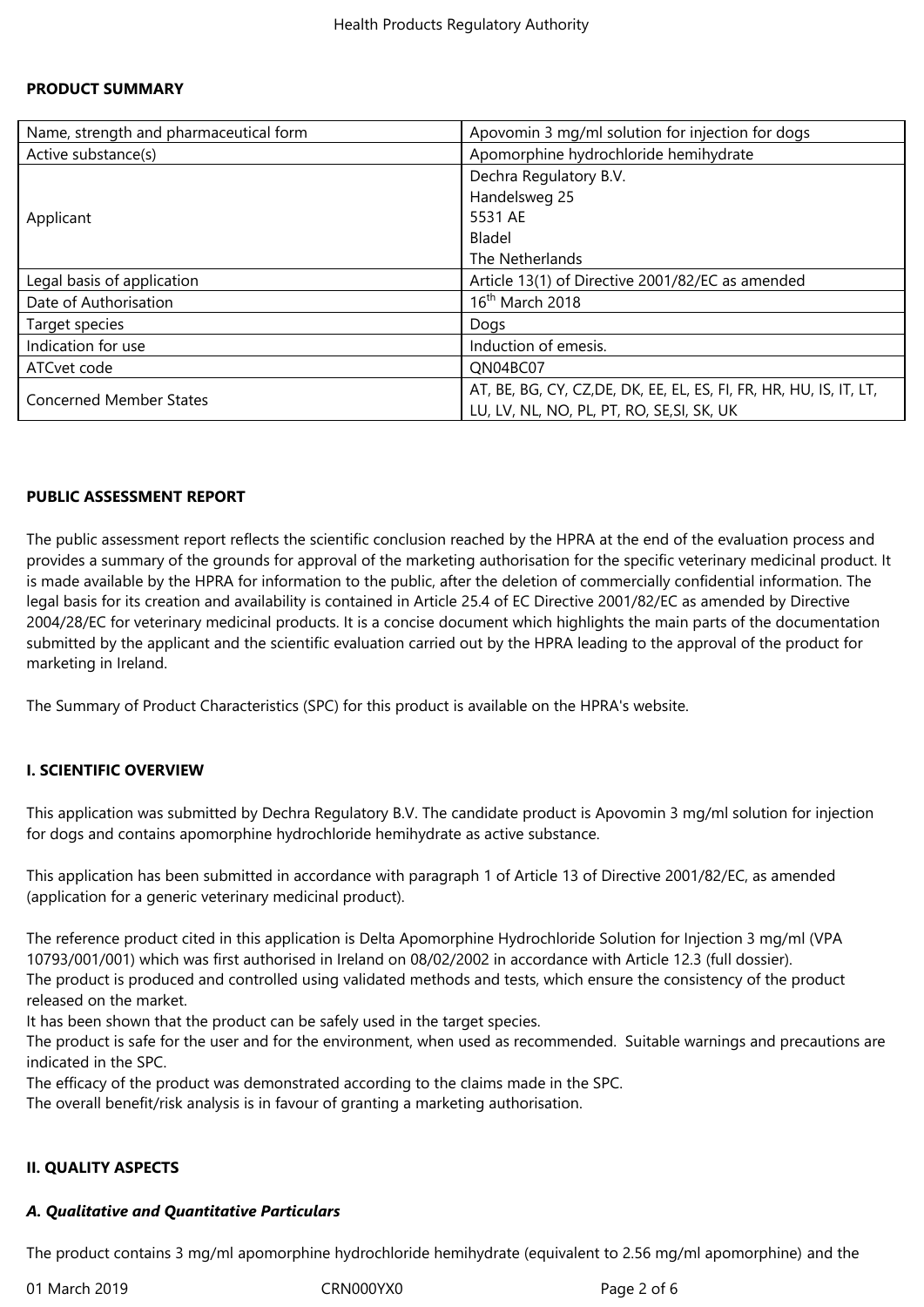**PRODUCT SUMMARY**

| Name, strength and pharmaceutical form | Apovomin 3 mg/ml solution for injection for dogs |
|---|---|
| Active substance(s) | Apomorphine hydrochloride hemihydrate |
| Applicant | Dechra Regulatory B.V.<br>Handelsweg 25<br>5531 AE<br>Bladel<br>The Netherlands |
| Legal basis of application | Article 13(1) of Directive 2001/82/EC as amended |
| Date of Authorisation | 16th March 2018 |
| Target species | Dogs |
| Indication for use | Induction of emesis. |
| ATCvet code | QN04BC07 |
| Concerned Member States | AT, BE, BG, CY, CZ,DE, DK, EE, EL, ES, FI, FR, HR, HU, IS, IT, LT, LU, LV, NL, NO, PL, PT, RO, SE,SI, SK, UK |

**PUBLIC ASSESSMENT REPORT**

The public assessment report reflects the scientific conclusion reached by the HPRA at the end of the evaluation process and provides a summary of the grounds for approval of the marketing authorisation for the specific veterinary medicinal product. It is made available by the HPRA for information to the public, after the deletion of commercially confidential information. The legal basis for its creation and availability is contained in Article 25.4 of EC Directive 2001/82/EC as amended by Directive 2004/28/EC for veterinary medicinal products. It is a concise document which highlights the main parts of the documentation submitted by the applicant and the scientific evaluation carried out by the HPRA leading to the approval of the product for marketing in Ireland.

The Summary of Product Characteristics (SPC) for this product is available on the HPRA's website.

**I. SCIENTIFIC OVERVIEW**

This application was submitted by Dechra Regulatory B.V. The candidate product is Apovomin 3 mg/ml solution for injection for dogs and contains apomorphine hydrochloride hemihydrate as active substance.

This application has been submitted in accordance with paragraph 1 of Article 13 of Directive 2001/82/EC, as amended (application for a generic veterinary medicinal product).

The reference product cited in this application is Delta Apomorphine Hydrochloride Solution for Injection 3 mg/ml (VPA 10793/001/001) which was first authorised in Ireland on 08/02/2002 in accordance with Article 12.3 (full dossier).
The product is produced and controlled using validated methods and tests, which ensure the consistency of the product released on the market.
It has been shown that the product can be safely used in the target species.
The product is safe for the user and for the environment, when used as recommended. Suitable warnings and precautions are indicated in the SPC.
The efficacy of the product was demonstrated according to the claims made in the SPC.
The overall benefit/risk analysis is in favour of granting a marketing authorisation.

**II. QUALITY ASPECTS**

***A. Qualitative and Quantitative Particulars***

The product contains 3 mg/ml apomorphine hydrochloride hemihydrate (equivalent to 2.56 mg/ml apomorphine) and the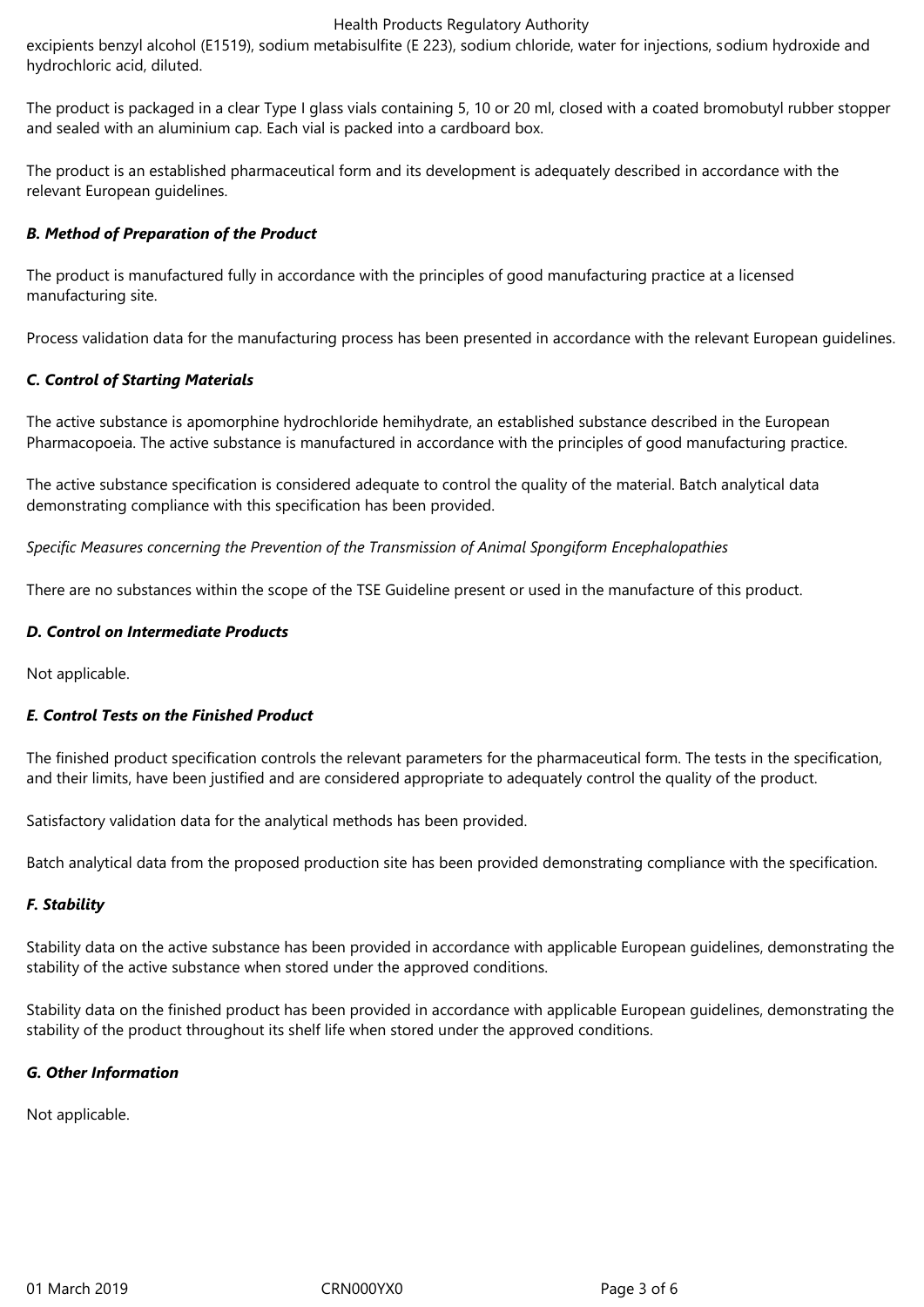excipients benzyl alcohol (E1519), sodium metabisulfite (E 223), sodium chloride, water for injections, sodium hydroxide and hydrochloric acid, diluted.

The product is packaged in a clear Type I glass vials containing 5, 10 or 20 ml, closed with a coated bromobutyl rubber stopper and sealed with an aluminium cap. Each vial is packed into a cardboard box.

The product is an established pharmaceutical form and its development is adequately described in accordance with the relevant European guidelines.

***B. Method of Preparation of the Product***

The product is manufactured fully in accordance with the principles of good manufacturing practice at a licensed manufacturing site.

Process validation data for the manufacturing process has been presented in accordance with the relevant European guidelines.

***C. Control of Starting Materials***

The active substance is apomorphine hydrochloride hemihydrate, an established substance described in the European Pharmacopoeia. The active substance is manufactured in accordance with the principles of good manufacturing practice.

The active substance specification is considered adequate to control the quality of the material. Batch analytical data demonstrating compliance with this specification has been provided.

*Specific Measures concerning the Prevention of the Transmission of Animal Spongiform Encephalopathies*

There are no substances within the scope of the TSE Guideline present or used in the manufacture of this product.

***D. Control on Intermediate Products***

Not applicable.

***E. Control Tests on the Finished Product***

The finished product specification controls the relevant parameters for the pharmaceutical form. The tests in the specification, and their limits, have been justified and are considered appropriate to adequately control the quality of the product.

Satisfactory validation data for the analytical methods has been provided.

Batch analytical data from the proposed production site has been provided demonstrating compliance with the specification.

***F. Stability***

Stability data on the active substance has been provided in accordance with applicable European guidelines, demonstrating the stability of the active substance when stored under the approved conditions.

Stability data on the finished product has been provided in accordance with applicable European guidelines, demonstrating the stability of the product throughout its shelf life when stored under the approved conditions.

***G. Other Information***

Not applicable.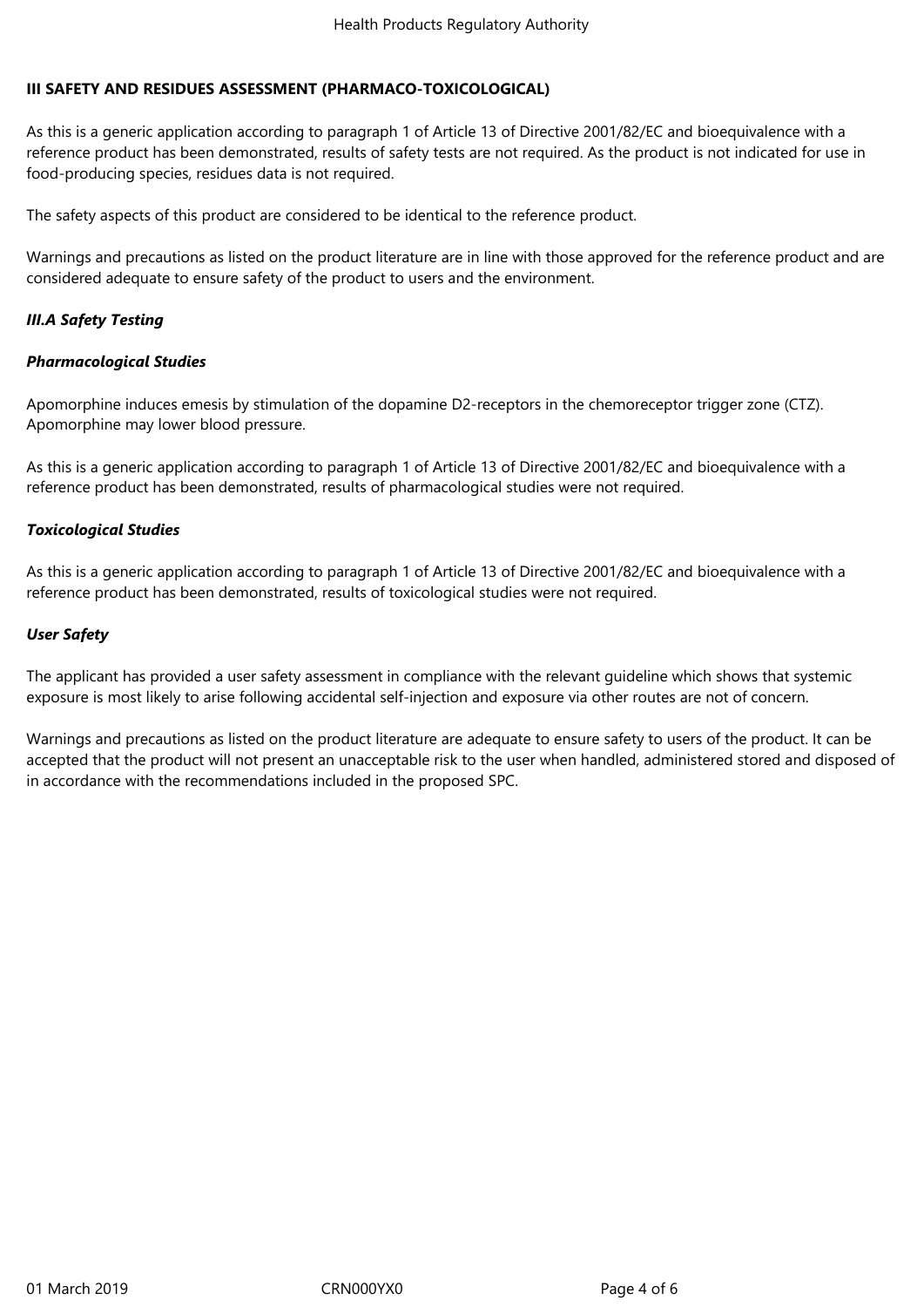## III SAFETY AND RESIDUES ASSESSMENT (PHARMACO-TOXICOLOGICAL)

As this is a generic application according to paragraph 1 of Article 13 of Directive 2001/82/EC and bioequivalence with a reference product has been demonstrated, results of safety tests are not required. As the product is not indicated for use in food-producing species, residues data is not required.

The safety aspects of this product are considered to be identical to the reference product.

Warnings and precautions as listed on the product literature are in line with those approved for the reference product and are considered adequate to ensure safety of the product to users and the environment.

### *III.A Safety Testing*

#### *Pharmacological Studies*

Apomorphine induces emesis by stimulation of the dopamine D2-receptors in the chemoreceptor trigger zone (CTZ). Apomorphine may lower blood pressure.

As this is a generic application according to paragraph 1 of Article 13 of Directive 2001/82/EC and bioequivalence with a reference product has been demonstrated, results of pharmacological studies were not required.

#### *Toxicological Studies*

As this is a generic application according to paragraph 1 of Article 13 of Directive 2001/82/EC and bioequivalence with a reference product has been demonstrated, results of toxicological studies were not required.

#### *User Safety*

The applicant has provided a user safety assessment in compliance with the relevant guideline which shows that systemic exposure is most likely to arise following accidental self-injection and exposure via other routes are not of concern.

Warnings and precautions as listed on the product literature are adequate to ensure safety to users of the product. It can be accepted that the product will not present an unacceptable risk to the user when handled, administered stored and disposed of in accordance with the recommendations included in the proposed SPC.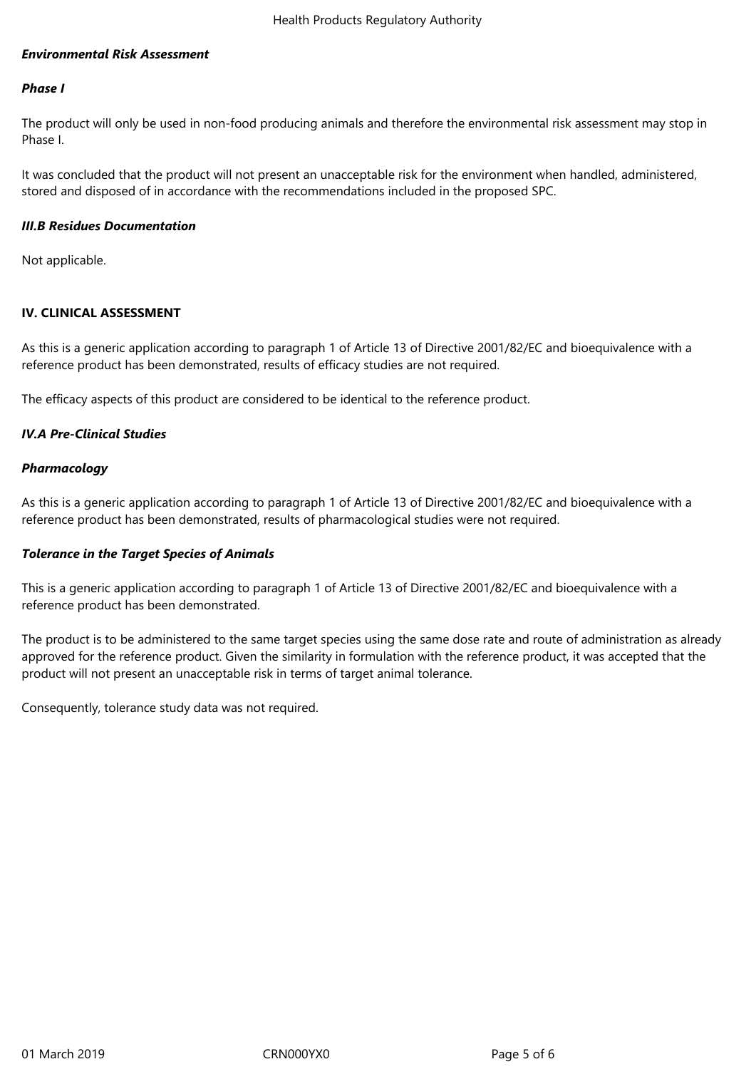***Environmental Risk Assessment***

***Phase I***

The product will only be used in non-food producing animals and therefore the environmental risk assessment may stop in Phase I.

It was concluded that the product will not present an unacceptable risk for the environment when handled, administered, stored and disposed of in accordance with the recommendations included in the proposed SPC.

***III.B Residues Documentation***

Not applicable.

## IV. CLINICAL ASSESSMENT

As this is a generic application according to paragraph 1 of Article 13 of Directive 2001/82/EC and bioequivalence with a reference product has been demonstrated, results of efficacy studies are not required.

The efficacy aspects of this product are considered to be identical to the reference product.

***IV.A Pre-Clinical Studies***

***Pharmacology***

As this is a generic application according to paragraph 1 of Article 13 of Directive 2001/82/EC and bioequivalence with a reference product has been demonstrated, results of pharmacological studies were not required.

***Tolerance in the Target Species of Animals***

This is a generic application according to paragraph 1 of Article 13 of Directive 2001/82/EC and bioequivalence with a reference product has been demonstrated.

The product is to be administered to the same target species using the same dose rate and route of administration as already approved for the reference product. Given the similarity in formulation with the reference product, it was accepted that the product will not present an unacceptable risk in terms of target animal tolerance.

Consequently, tolerance study data was not required.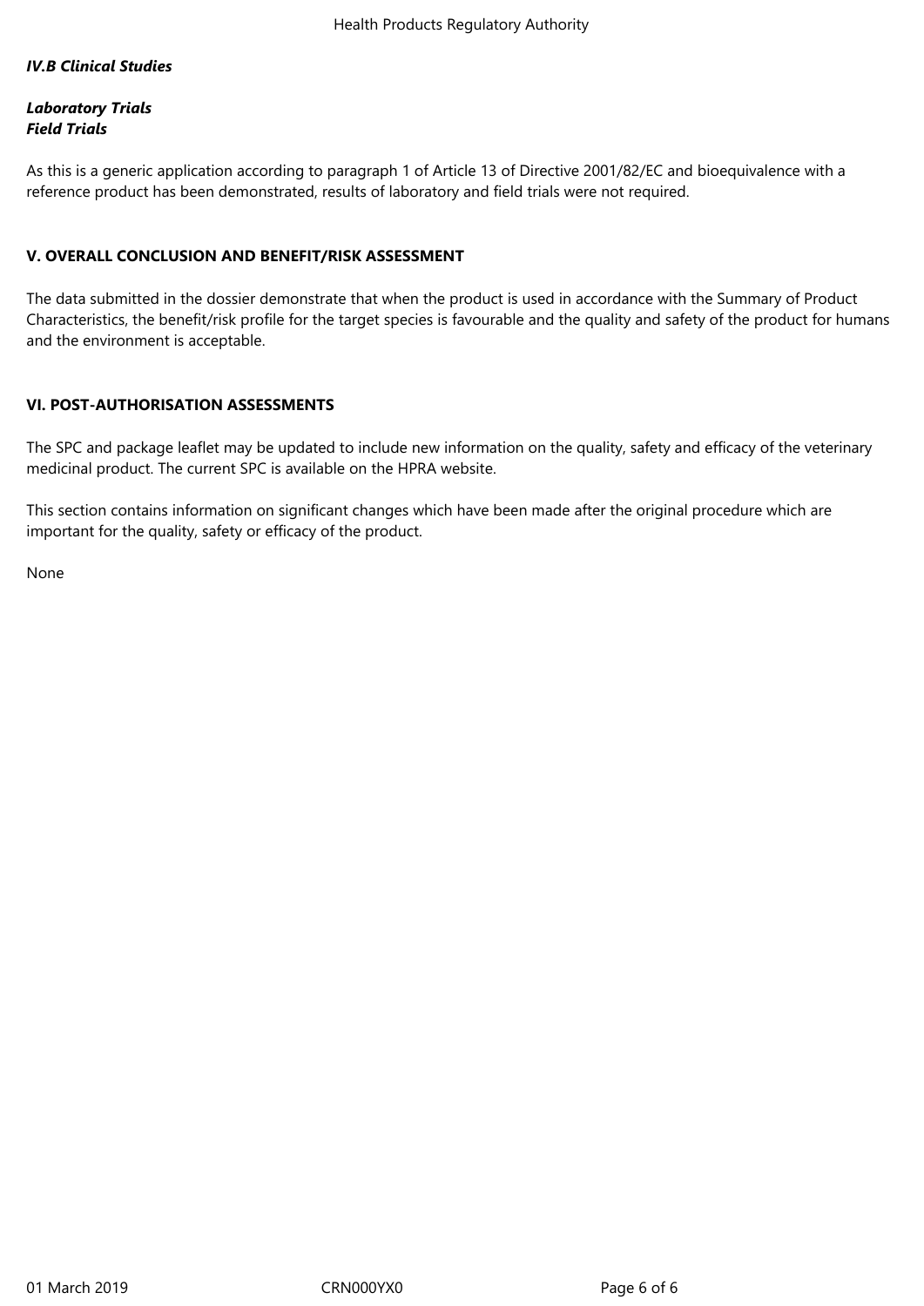*IV.B Clinical Studies*

***Laboratory Trials***
***Field Trials***

As this is a generic application according to paragraph 1 of Article 13 of Directive 2001/82/EC and bioequivalence with a reference product has been demonstrated, results of laboratory and field trials were not required.

## V. OVERALL CONCLUSION AND BENEFIT/RISK ASSESSMENT

The data submitted in the dossier demonstrate that when the product is used in accordance with the Summary of Product Characteristics, the benefit/risk profile for the target species is favourable and the quality and safety of the product for humans and the environment is acceptable.

## VI. POST-AUTHORISATION ASSESSMENTS

The SPC and package leaflet may be updated to include new information on the quality, safety and efficacy of the veterinary medicinal product. The current SPC is available on the HPRA website.

This section contains information on significant changes which have been made after the original procedure which are important for the quality, safety or efficacy of the product.

None